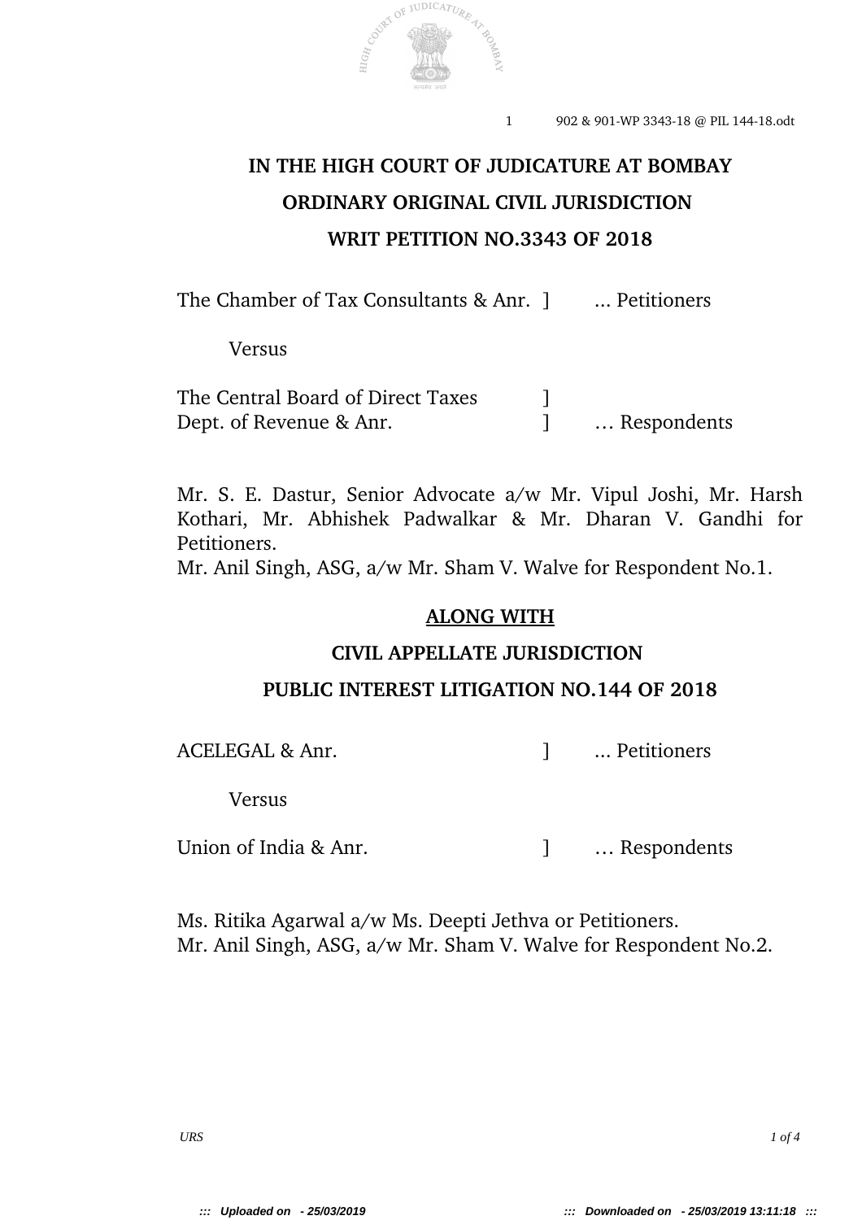# IN THE HIGH COURT OF JUDICATURE AT BOMBAY

## ORDINARY ORIGINAL CIVIL JURISDICTION

## WRIT PETITION NO.3343 OF 2018

The Chamber of Tax Consultants & Anr. ] ... Petitioners

Versus

The Central Board of Direct Taxes ]
Dept. of Revenue & Anr. ] … Respondents

Mr. S. E. Dastur, Senior Advocate a/w Mr. Vipul Joshi, Mr. Harsh Kothari, Mr. Abhishek Padwalkar & Mr. Dharan V. Gandhi for Petitioners.
Mr. Anil Singh, ASG, a/w Mr. Sham V. Walve for Respondent No.1.

## <u>ALONG WITH</u>

## CIVIL APPELLATE JURISDICTION

## PUBLIC INTEREST LITIGATION NO.144 OF 2018

ACELEGAL & Anr. ] ... Petitioners

Versus

Union of India & Anr. ] … Respondents

Ms. Ritika Agarwal a/w Ms. Deepti Jethva or Petitioners.
Mr. Anil Singh, ASG, a/w Mr. Sham V. Walve for Respondent No.2.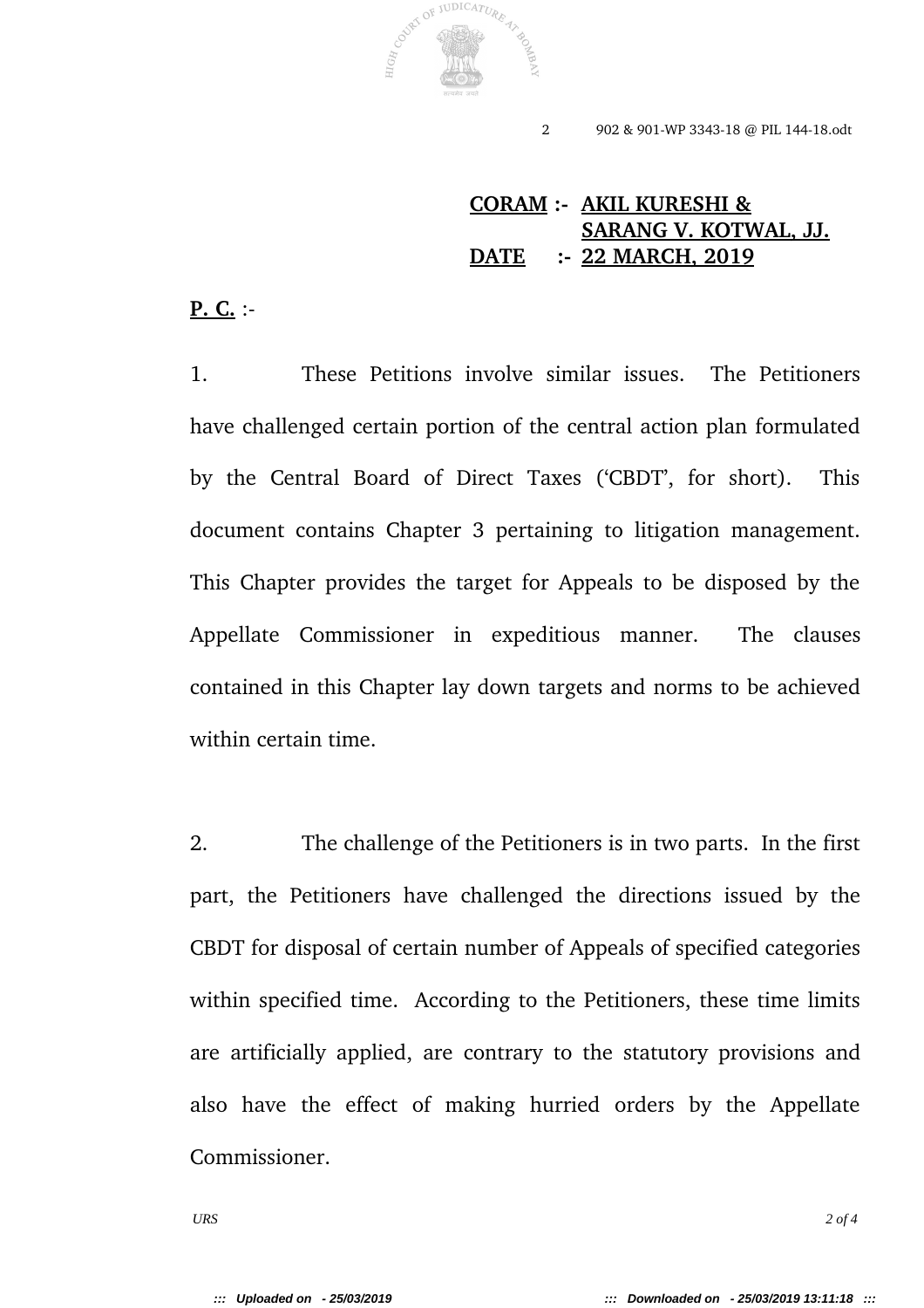**CORAM :- AKIL KURESHI &**
**SARANG V. KOTWAL, JJ.**
**DATE :- 22 MARCH, 2019**

**P. C.** :-

1. These Petitions involve similar issues. The Petitioners have challenged certain portion of the central action plan formulated by the Central Board of Direct Taxes ('CBDT', for short). This document contains Chapter 3 pertaining to litigation management. This Chapter provides the target for Appeals to be disposed by the Appellate Commissioner in expeditious manner. The clauses contained in this Chapter lay down targets and norms to be achieved within certain time.

2. The challenge of the Petitioners is in two parts. In the first part, the Petitioners have challenged the directions issued by the CBDT for disposal of certain number of Appeals of specified categories within specified time. According to the Petitioners, these time limits are artificially applied, are contrary to the statutory provisions and also have the effect of making hurried orders by the Appellate Commissioner.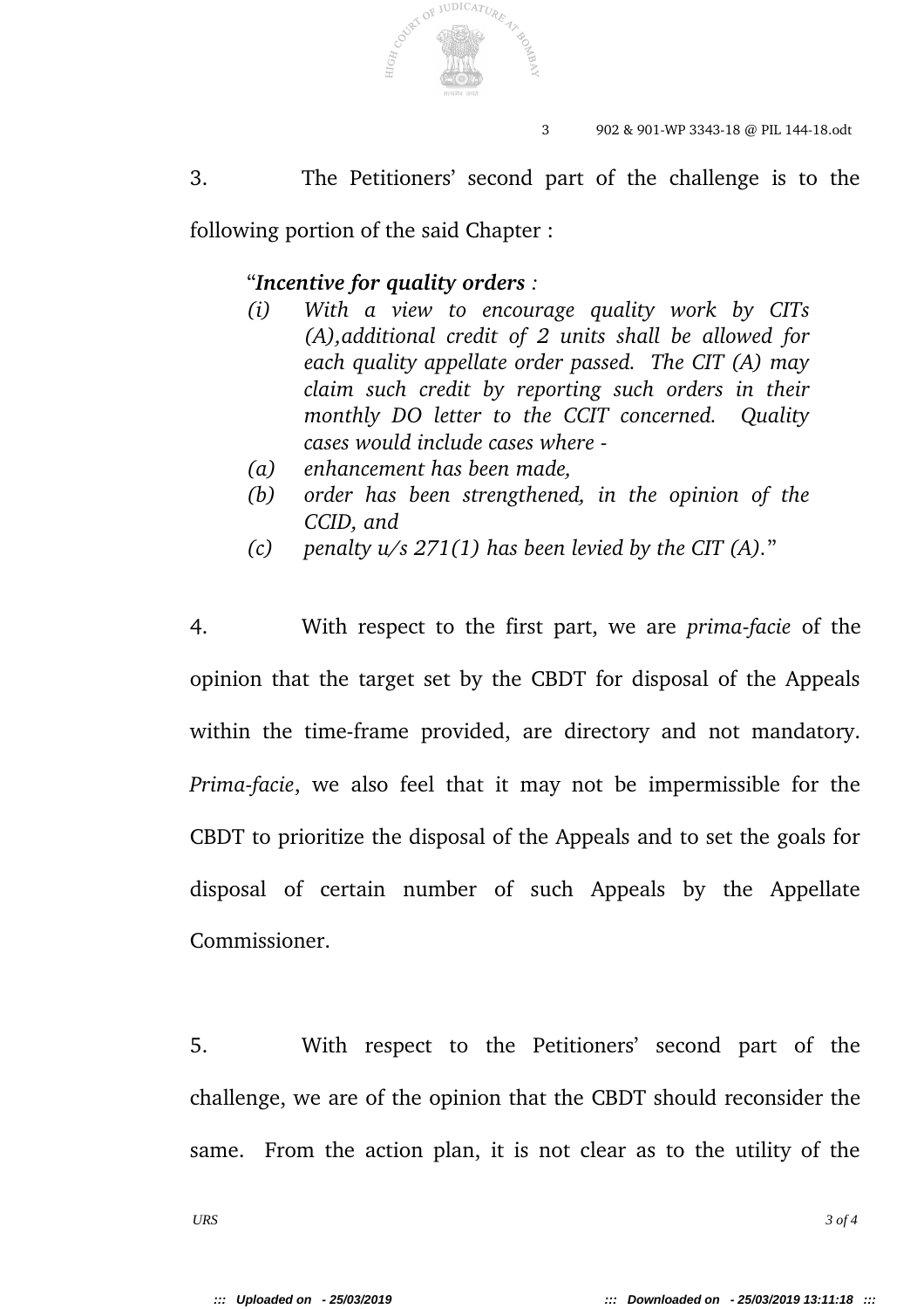3. The Petitioners' second part of the challenge is to the following portion of the said Chapter :

> "***Incentive for quality orders** :*
> *(i) With a view to encourage quality work by CITs (A),additional credit of 2 units shall be allowed for each quality appellate order passed. The CIT (A) may claim such credit by reporting such orders in their monthly DO letter to the CCIT concerned. Quality cases would include cases where -*
> *(a) enhancement has been made,*
> *(b) order has been strengthened, in the opinion of the CCID, and*
> *(c) penalty u/s 271(1) has been levied by the CIT (A).*"

4. With respect to the first part, we are *prima-facie* of the opinion that the target set by the CBDT for disposal of the Appeals within the time-frame provided, are directory and not mandatory. *Prima-facie*, we also feel that it may not be impermissible for the CBDT to prioritize the disposal of the Appeals and to set the goals for disposal of certain number of such Appeals by the Appellate Commissioner.

5. With respect to the Petitioners' second part of the challenge, we are of the opinion that the CBDT should reconsider the same. From the action plan, it is not clear as to the utility of the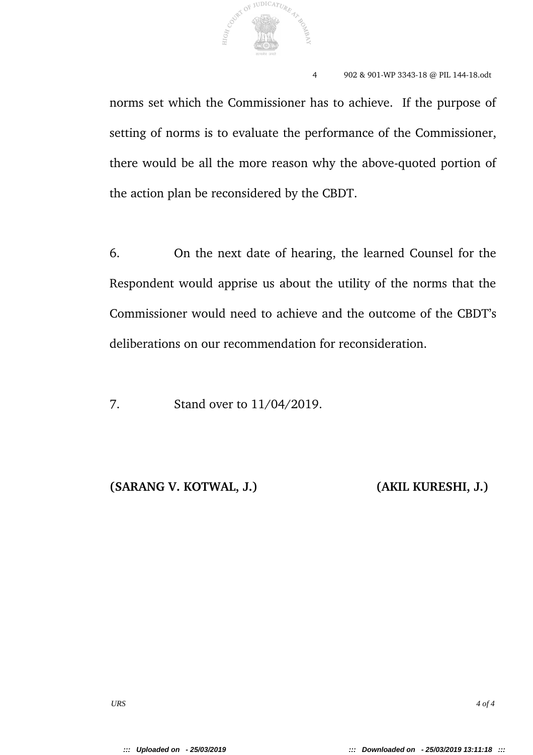norms set which the Commissioner has to achieve. If the purpose of setting of norms is to evaluate the performance of the Commissioner, there would be all the more reason why the above-quoted portion of the action plan be reconsidered by the CBDT.

6. On the next date of hearing, the learned Counsel for the Respondent would apprise us about the utility of the norms that the Commissioner would need to achieve and the outcome of the CBDT's deliberations on our recommendation for reconsideration.

7. Stand over to 11/04/2019.

**(SARANG V. KOTWAL, J.)** **(AKIL KURESHI, J.)**